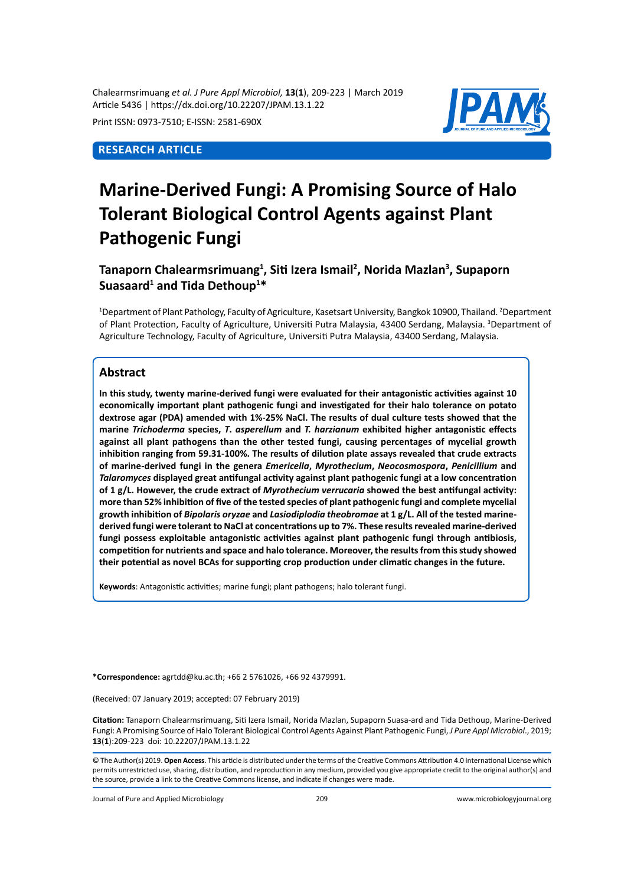RESEARCH ARTICLE

# Marine-Derived Fungi: A Promising Source of Halo Tolerant Biological Control Agents against Plant Pathogenic Fungi

**Tanaporn Chalearmsrimuang[1], Siti Izera Ismail[2], Norida Mazlan[3], Supaporn Suasaard[1] and Tida Dethoup[1]***

[1]Department of Plant Pathology, Faculty of Agriculture, Kasetsart University, Bangkok 10900, Thailand. [2]Department of Plant Protection, Faculty of Agriculture, Universiti Putra Malaysia, 43400 Serdang, Malaysia. [3]Department of Agriculture Technology, Faculty of Agriculture, Universiti Putra Malaysia, 43400 Serdang, Malaysia.

## Abstract

**In this study, twenty marine-derived fungi were evaluated for their antagonistic activities against 10 economically important plant pathogenic fungi and investigated for their halo tolerance on potato dextrose agar (PDA) amended with 1%-25% NaCl. The results of dual culture tests showed that the marine *Trichoderma* species, *T. asperellum* and *T. harzianum* exhibited higher antagonistic effects against all plant pathogens than the other tested fungi, causing percentages of mycelial growth inhibition ranging from 59.31-100%. The results of dilution plate assays revealed that crude extracts of marine-derived fungi in the genera *Emericella*, *Myrothecium*, *Neocosmospora*, *Penicillium* and *Talaromyces* displayed great antifungal activity against plant pathogenic fungi at a low concentration of 1 g/L. However, the crude extract of *Myrothecium verrucaria* showed the best antifungal activity: more than 52% inhibition of five of the tested species of plant pathogenic fungi and complete mycelial growth inhibition of *Bipolaris oryzae* and *Lasiodiplodia theobromae* at 1 g/L. All of the tested marine-derived fungi were tolerant to NaCl at concentrations up to 7%. These results revealed marine-derived fungi possess exploitable antagonistic activities against plant pathogenic fungi through antibiosis, competition for nutrients and space and halo tolerance. Moreover, the results from this study showed their potential as novel BCAs for supporting crop production under climatic changes in the future.**

**Keywords**: Antagonistic activities; marine fungi; plant pathogens; halo tolerant fungi.

***Correspondence:** agrtdd@ku.ac.th; +66 2 5761026, +66 92 4379991.

(Received: 07 January 2019; accepted: 07 February 2019)

**Citation:** Tanaporn Chalearmsrimuang, Siti Izera Ismail, Norida Mazlan, Supaporn Suasa-ard and Tida Dethoup, Marine-Derived Fungi: A Promising Source of Halo Tolerant Biological Control Agents Against Plant Pathogenic Fungi, *J Pure Appl Microbiol*., 2019; **13**(**1**):209-223 doi: 10.22207/JPAM.13.1.22

© The Author(s) 2019. **Open Access**. This article is distributed under the terms of the Creative Commons Attribution 4.0 International License which permits unrestricted use, sharing, distribution, and reproduction in any medium, provided you give appropriate credit to the original author(s) and the source, provide a link to the Creative Commons license, and indicate if changes were made.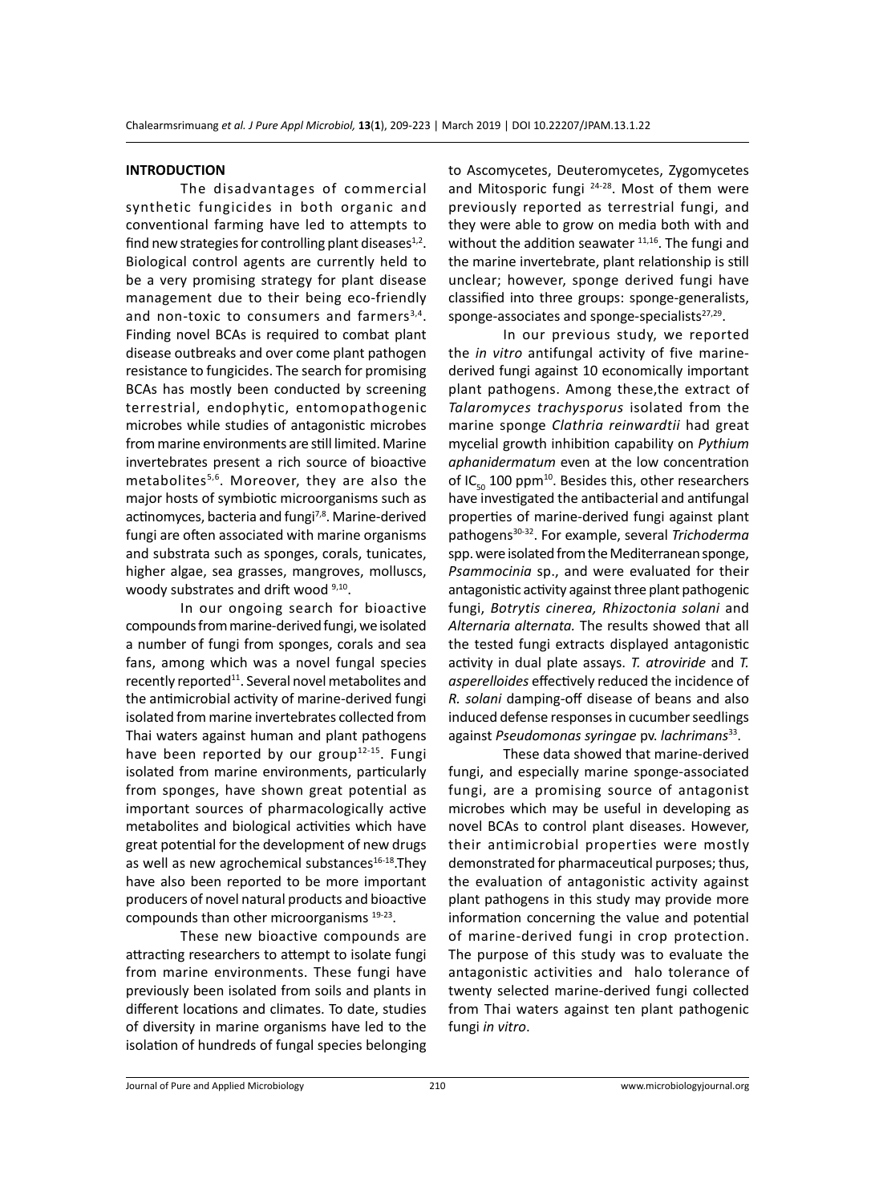## INTRODUCTION

The disadvantages of commercial synthetic fungicides in both organic and conventional farming have led to attempts to find new strategies for controlling plant diseases[1,2]. Biological control agents are currently held to be a very promising strategy for plant disease management due to their being eco-friendly and non-toxic to consumers and farmers[3,4]. Finding novel BCAs is required to combat plant disease outbreaks and over come plant pathogen resistance to fungicides. The search for promising BCAs has mostly been conducted by screening terrestrial, endophytic, entomopathogenic microbes while studies of antagonistic microbes from marine environments are still limited. Marine invertebrates present a rich source of bioactive metabolites[5,6]. Moreover, they are also the major hosts of symbiotic microorganisms such as actinomyces, bacteria and fungi[7,8]. Marine-derived fungi are often associated with marine organisms and substrata such as sponges, corals, tunicates, higher algae, sea grasses, mangroves, molluscs, woody substrates and drift wood [9,10].

In our ongoing search for bioactive compounds from marine-derived fungi, we isolated a number of fungi from sponges, corals and sea fans, among which was a novel fungal species recently reported[11]. Several novel metabolites and the antimicrobial activity of marine-derived fungi isolated from marine invertebrates collected from Thai waters against human and plant pathogens have been reported by our group[12-15]. Fungi isolated from marine environments, particularly from sponges, have shown great potential as important sources of pharmacologically active metabolites and biological activities which have great potential for the development of new drugs as well as new agrochemical substances[16-18].They have also been reported to be more important producers of novel natural products and bioactive compounds than other microorganisms [19-23].

These new bioactive compounds are attracting researchers to attempt to isolate fungi from marine environments. These fungi have previously been isolated from soils and plants in different locations and climates. To date, studies of diversity in marine organisms have led to the isolation of hundreds of fungal species belonging to Ascomycetes, Deuteromycetes, Zygomycetes and Mitosporic fungi [24-28]. Most of them were previously reported as terrestrial fungi, and they were able to grow on media both with and without the addition seawater [11,16]. The fungi and the marine invertebrate, plant relationship is still unclear; however, sponge derived fungi have classified into three groups: sponge-generalists, sponge-associates and sponge-specialists[27,29].

In our previous study, we reported the *in vitro* antifungal activity of five marine-derived fungi against 10 economically important plant pathogens. Among these,the extract of *Talaromyces trachysporus* isolated from the marine sponge *Clathria reinwardtii* had great mycelial growth inhibition capability on *Pythium aphanidermatum* even at the low concentration of $IC_{50}$ 100 ppm[10]. Besides this, other researchers have investigated the antibacterial and antifungal properties of marine-derived fungi against plant pathogens[30-32]. For example, several *Trichoderma* spp. were isolated from the Mediterranean sponge, *Psammocinia* sp., and were evaluated for their antagonistic activity against three plant pathogenic fungi, *Botrytis cinerea, Rhizoctonia solani* and *Alternaria alternata.* The results showed that all the tested fungi extracts displayed antagonistic activity in dual plate assays. *T. atroviride* and *T. asperelloides* effectively reduced the incidence of *R. solani* damping-off disease of beans and also induced defense responses in cucumber seedlings against *Pseudomonas syringae* pv. *lachrimans*[33].

These data showed that marine-derived fungi, and especially marine sponge-associated fungi, are a promising source of antagonist microbes which may be useful in developing as novel BCAs to control plant diseases. However, their antimicrobial properties were mostly demonstrated for pharmaceutical purposes; thus, the evaluation of antagonistic activity against plant pathogens in this study may provide more information concerning the value and potential of marine-derived fungi in crop protection. The purpose of this study was to evaluate the antagonistic activities and halo tolerance of twenty selected marine-derived fungi collected from Thai waters against ten plant pathogenic fungi *in vitro*.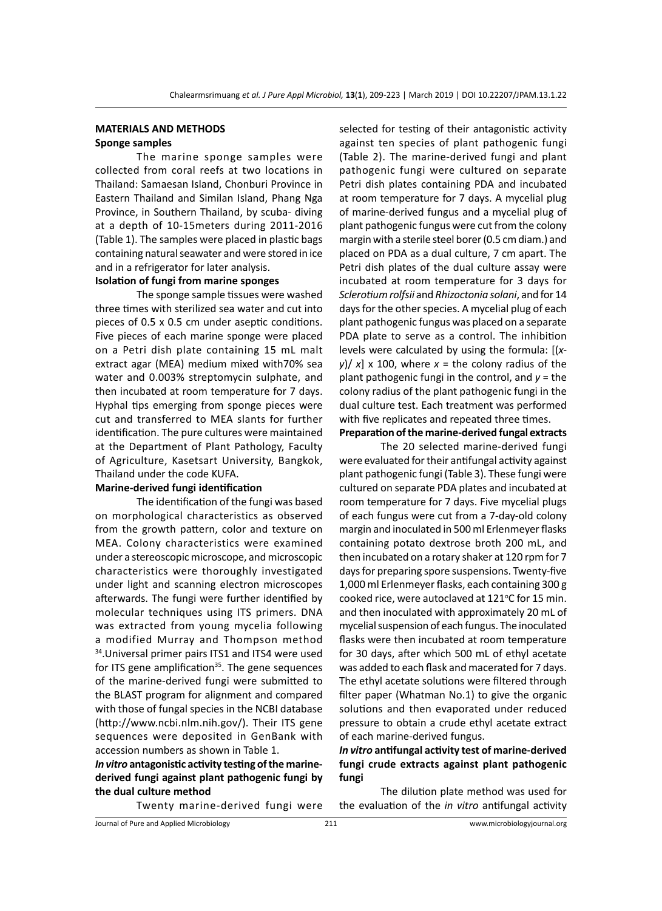## MATERIALS AND METHODS

### Sponge samples

The marine sponge samples were collected from coral reefs at two locations in Thailand: Samaesan Island, Chonburi Province in Eastern Thailand and Similan Island, Phang Nga Province, in Southern Thailand, by scuba- diving at a depth of 10-15meters during 2011-2016 (Table 1). The samples were placed in plastic bags containing natural seawater and were stored in ice and in a refrigerator for later analysis.

### Isolation of fungi from marine sponges

The sponge sample tissues were washed three times with sterilized sea water and cut into pieces of 0.5 x 0.5 cm under aseptic conditions. Five pieces of each marine sponge were placed on a Petri dish plate containing 15 mL malt extract agar (MEA) medium mixed with70% sea water and 0.003% streptomycin sulphate, and then incubated at room temperature for 7 days. Hyphal tips emerging from sponge pieces were cut and transferred to MEA slants for further identification. The pure cultures were maintained at the Department of Plant Pathology, Faculty of Agriculture, Kasetsart University, Bangkok, Thailand under the code KUFA.

### Marine-derived fungi identification

The identification of the fungi was based on morphological characteristics as observed from the growth pattern, color and texture on MEA. Colony characteristics were examined under a stereoscopic microscope, and microscopic characteristics were thoroughly investigated under light and scanning electron microscopes afterwards. The fungi were further identified by molecular techniques using ITS primers. DNA was extracted from young mycelia following a modified Murray and Thompson method [34].Universal primer pairs ITS1 and ITS4 were used for ITS gene amplification[35]. The gene sequences of the marine-derived fungi were submitted to the BLAST program for alignment and compared with those of fungal species in the NCBI database (http://www.ncbi.nlm.nih.gov/). Their ITS gene sequences were deposited in GenBank with accession numbers as shown in Table 1.

### *In vitro* antagonistic activity testing of the marine-derived fungi against plant pathogenic fungi by the dual culture method

Twenty marine-derived fungi were selected for testing of their antagonistic activity against ten species of plant pathogenic fungi (Table 2). The marine-derived fungi and plant pathogenic fungi were cultured on separate Petri dish plates containing PDA and incubated at room temperature for 7 days. A mycelial plug of marine-derived fungus and a mycelial plug of plant pathogenic fungus were cut from the colony margin with a sterile steel borer (0.5 cm diam.) and placed on PDA as a dual culture, 7 cm apart. The Petri dish plates of the dual culture assay were incubated at room temperature for 3 days for *Sclerotium rolfsii* and *Rhizoctonia solani*, and for 14 days for the other species. A mycelial plug of each plant pathogenic fungus was placed on a separate PDA plate to serve as a control. The inhibition levels were calculated by using the formula: $[(x-y)/x] \times 100$, where $x$ = the colony radius of the plant pathogenic fungi in the control, and $y$ = the colony radius of the plant pathogenic fungi in the dual culture test. Each treatment was performed with five replicates and repeated three times.

### Preparation of the marine-derived fungal extracts

The 20 selected marine-derived fungi were evaluated for their antifungal activity against plant pathogenic fungi (Table 3). These fungi were cultured on separate PDA plates and incubated at room temperature for 7 days. Five mycelial plugs of each fungus were cut from a 7-day-old colony margin and inoculated in 500 ml Erlenmeyer flasks containing potato dextrose broth 200 mL, and then incubated on a rotary shaker at 120 rpm for 7 days for preparing spore suspensions. Twenty-five 1,000 ml Erlenmeyer flasks, each containing 300 g cooked rice, were autoclaved at 121°C for 15 min. and then inoculated with approximately 20 mL of mycelial suspension of each fungus. The inoculated flasks were then incubated at room temperature for 30 days, after which 500 mL of ethyl acetate was added to each flask and macerated for 7 days. The ethyl acetate solutions were filtered through filter paper (Whatman No.1) to give the organic solutions and then evaporated under reduced pressure to obtain a crude ethyl acetate extract of each marine-derived fungus.

### *In vitro* antifungal activity test of marine-derived fungi crude extracts against plant pathogenic fungi

The dilution plate method was used for the evaluation of the *in vitro* antifungal activity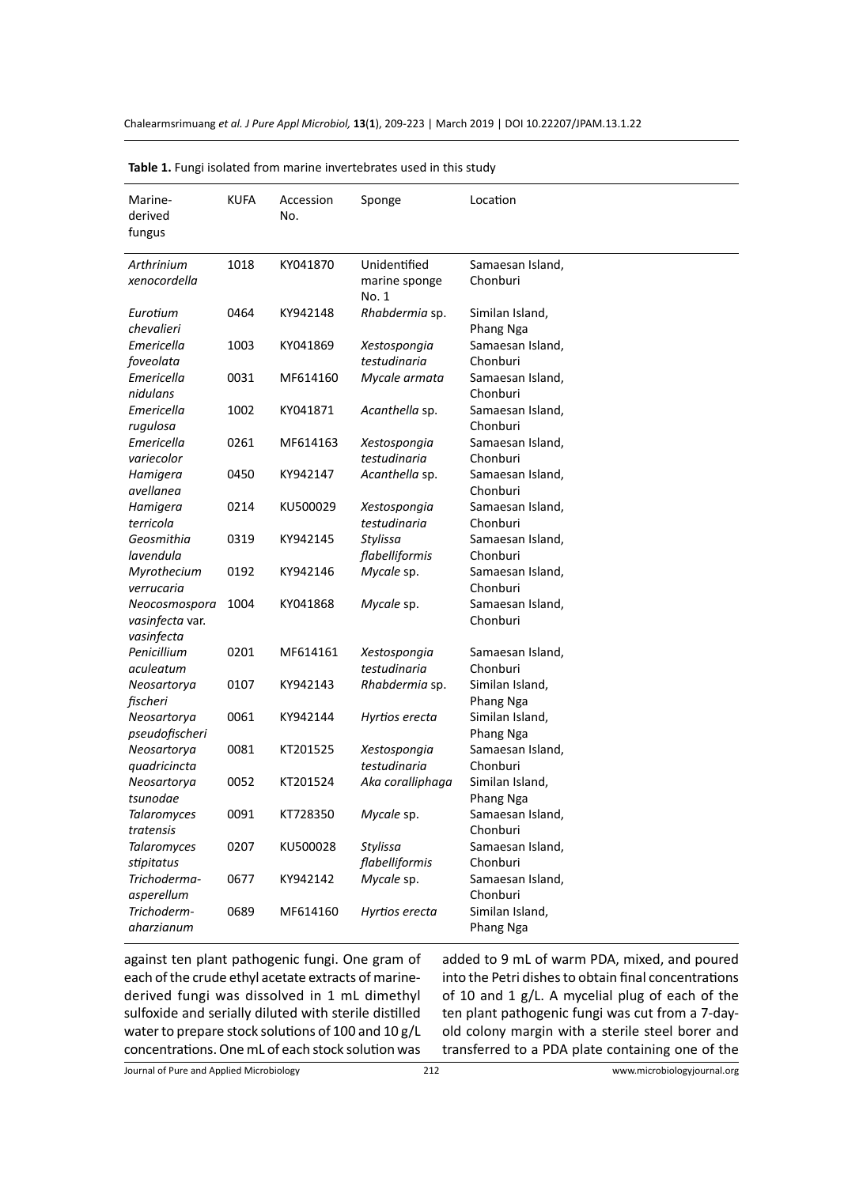**Table 1.** Fungi isolated from marine invertebrates used in this study

| Marine-derived fungus | KUFA | Accession No. | Sponge | Location |
|---|---|---|---|---|
| *Arthrinium xenocordella* | 1018 | KY041870 | Unidentified marine sponge No. 1 | Samaesan Island, Chonburi |
| *Eurotium chevalieri* | 0464 | KY942148 | *Rhabdermia* sp. | Similan Island, Phang Nga |
| *Emericella foveolata* | 1003 | KY041869 | *Xestospongia testudinaria* | Samaesan Island, Chonburi |
| *Emericella nidulans* | 0031 | MF614160 | *Mycale armata* | Samaesan Island, Chonburi |
| *Emericella rugulosa* | 1002 | KY041871 | *Acanthella* sp. | Samaesan Island, Chonburi |
| *Emericella variecolor* | 0261 | MF614163 | *Xestospongia testudinaria* | Samaesan Island, Chonburi |
| *Hamigera avellanea* | 0450 | KY942147 | *Acanthella* sp. | Samaesan Island, Chonburi |
| *Hamigera terricola* | 0214 | KU500029 | *Xestospongia testudinaria* | Samaesan Island, Chonburi |
| *Geosmithia lavendula* | 0319 | KY942145 | *Stylissa flabelliformis* | Samaesan Island, Chonburi |
| *Myrothecium verrucaria* | 0192 | KY942146 | *Mycale* sp. | Samaesan Island, Chonburi |
| *Neocosmospora vasinfecta* var. *vasinfecta* | 1004 | KY041868 | *Mycale* sp. | Samaesan Island, Chonburi |
| *Penicillium aculeatum* | 0201 | MF614161 | *Xestospongia testudinaria* | Samaesan Island, Chonburi |
| *Neosartorya fischeri* | 0107 | KY942143 | *Rhabdermia* sp. | Similan Island, Phang Nga |
| *Neosartorya pseudofischeri* | 0061 | KY942144 | *Hyrtios erecta* | Similan Island, Phang Nga |
| *Neosartorya quadricincta* | 0081 | KT201525 | *Xestospongia testudinaria* | Samaesan Island, Chonburi |
| *Neosartorya tsunodae* | 0052 | KT201524 | *Aka coralliphaga* | Similan Island, Phang Nga |
| *Talaromyces tratensis* | 0091 | KT728350 | *Mycale* sp. | Samaesan Island, Chonburi |
| *Talaromyces stipitatus* | 0207 | KU500028 | *Stylissa flabelliformis* | Samaesan Island, Chonburi |
| *Trichoderma-asperellum* | 0677 | KY942142 | *Mycale* sp. | Samaesan Island, Chonburi |
| *Trichoderm-aharzianum* | 0689 | MF614160 | *Hyrtios erecta* | Similan Island, Phang Nga |

against ten plant pathogenic fungi. One gram of each of the crude ethyl acetate extracts of marine-derived fungi was dissolved in 1 mL dimethyl sulfoxide and serially diluted with sterile distilled water to prepare stock solutions of 100 and 10 g/L concentrations. One mL of each stock solution was added to 9 mL of warm PDA, mixed, and poured into the Petri dishes to obtain final concentrations of 10 and 1 g/L. A mycelial plug of each of the ten plant pathogenic fungi was cut from a 7-day-old colony margin with a sterile steel borer and transferred to a PDA plate containing one of the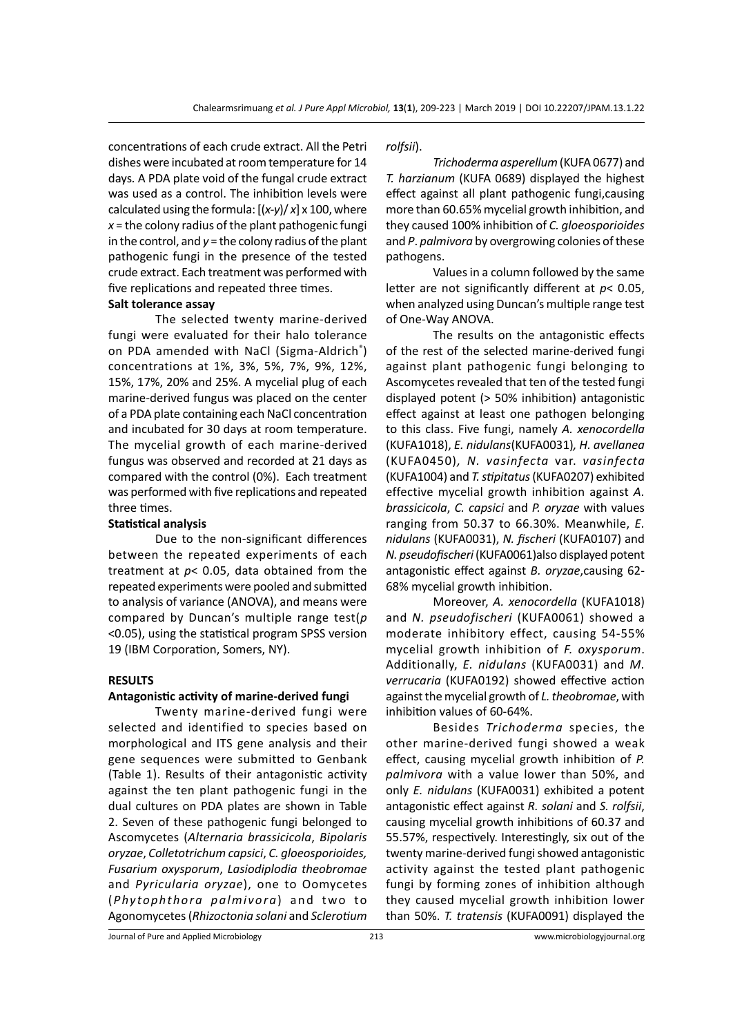concentrations of each crude extract. All the Petri dishes were incubated at room temperature for 14 days. A PDA plate void of the fungal crude extract was used as a control. The inhibition levels were calculated using the formula: $[(x-y)/x] \times 100$, where $x$ = the colony radius of the plant pathogenic fungi in the control, and $y$ = the colony radius of the plant pathogenic fungi in the presence of the tested crude extract. Each treatment was performed with five replications and repeated three times.

**Salt tolerance assay**

The selected twenty marine-derived fungi were evaluated for their halo tolerance on PDA amended with NaCl (Sigma-Aldrich®) concentrations at 1%, 3%, 5%, 7%, 9%, 12%, 15%, 17%, 20% and 25%. A mycelial plug of each marine-derived fungus was placed on the center of a PDA plate containing each NaCl concentration and incubated for 30 days at room temperature. The mycelial growth of each marine-derived fungus was observed and recorded at 21 days as compared with the control (0%). Each treatment was performed with five replications and repeated three times.

**Statistical analysis**

Due to the non-significant differences between the repeated experiments of each treatment at $p < 0.05$, data obtained from the repeated experiments were pooled and submitted to analysis of variance (ANOVA), and means were compared by Duncan's multiple range test ($p < 0.05$), using the statistical program SPSS version 19 (IBM Corporation, Somers, NY).

## RESULTS

### Antagonistic activity of marine-derived fungi

Twenty marine-derived fungi were selected and identified to species based on morphological and ITS gene analysis and their gene sequences were submitted to Genbank (Table 1). Results of their antagonistic activity against the ten plant pathogenic fungi in the dual cultures on PDA plates are shown in Table 2. Seven of these pathogenic fungi belonged to Ascomycetes (*Alternaria brassicicola*, *Bipolaris oryzae*, *Colletotrichum capsici*, *C. gloeosporioides, Fusarium oxysporum*, *Lasiodiplodia theobromae* and *Pyricularia oryzae*), one to Oomycetes (*Phytophthora palmivora*) and two to Agonomycetes (*Rhizoctonia solani* and *Sclerotium rolfsii*).

*Trichoderma asperellum* (KUFA 0677) and *T. harzianum* (KUFA 0689) displayed the highest effect against all plant pathogenic fungi,causing more than 60.65% mycelial growth inhibition, and they caused 100% inhibition of *C. gloeosporioides* and *P. palmivora* by overgrowing colonies of these pathogens.

Values in a column followed by the same letter are not significantly different at $p < 0.05$, when analyzed using Duncan's multiple range test of One-Way ANOVA.

The results on the antagonistic effects of the rest of the selected marine-derived fungi against plant pathogenic fungi belonging to Ascomycetes revealed that ten of the tested fungi displayed potent (> 50% inhibition) antagonistic effect against at least one pathogen belonging to this class. Five fungi, namely *A. xenocordella* (KUFA1018), *E. nidulans*(KUFA0031)*, H. avellanea* (KUFA0450)*, N. vasinfecta* var. *vasinfecta* (KUFA1004) and *T. stipitatus* (KUFA0207) exhibited effective mycelial growth inhibition against *A. brassicicola*, *C. capsici* and *P. oryzae* with values ranging from 50.37 to 66.30%. Meanwhile, *E. nidulans* (KUFA0031), *N. fischeri* (KUFA0107) and *N. pseudofischeri* (KUFA0061)also displayed potent antagonistic effect against *B. oryzae*,causing 62-68% mycelial growth inhibition.

Moreover, *A. xenocordella* (KUFA1018) and *N. pseudofischeri* (KUFA0061) showed a moderate inhibitory effect, causing 54-55% mycelial growth inhibition of *F. oxysporum*. Additionally, *E. nidulans* (KUFA0031) and *M. verrucaria* (KUFA0192) showed effective action against the mycelial growth of *L. theobromae*, with inhibition values of 60-64%.

Besides *Trichoderma* species, the other marine-derived fungi showed a weak effect, causing mycelial growth inhibition of *P. palmivora* with a value lower than 50%, and only *E. nidulans* (KUFA0031) exhibited a potent antagonistic effect against *R. solani* and *S. rolfsii*, causing mycelial growth inhibitions of 60.37 and 55.57%, respectively. Interestingly, six out of the twenty marine-derived fungi showed antagonistic activity against the tested plant pathogenic fungi by forming zones of inhibition although they caused mycelial growth inhibition lower than 50%. *T. tratensis* (KUFA0091) displayed the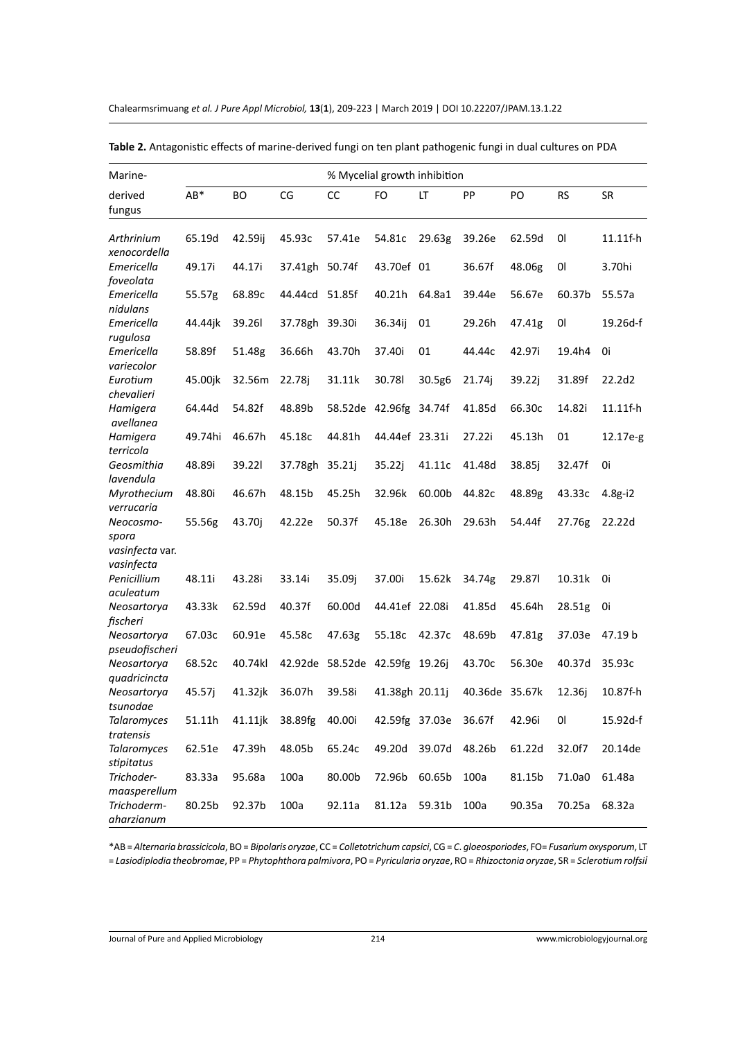**Table 2.** Antagonistic effects of marine-derived fungi on ten plant pathogenic fungi in dual cultures on PDA

| Marine-derived fungus | % Mycelial growth inhibition | | | | | | | | | |
|---|---|---|---|---|---|---|---|---|---|---|
| | AB* | BO | CG | CC | FO | LT | PP | PO | RS | SR |
| *Arthrinium xenocordella* | 65.19d | 42.59ij | 45.93c | 57.41e | 54.81c | 29.63g | 39.26e | 62.59d | 0l | 11.11f-h |
| *Emericella foveolata* | 49.17i | 44.17i | 37.41gh | 50.74f | 43.70ef | 01 | 36.67f | 48.06g | 0l | 3.70hi |
| *Emericella nidulans* | 55.57g | 68.89c | 44.44cd | 51.85f | 40.21h | 64.8a1 | 39.44e | 56.67e | 60.37b | 55.57a |
| *Emericella rugulosa* | 44.44jk | 39.26l | 37.78gh | 39.30i | 36.34ij | 01 | 29.26h | 47.41g | 0l | 19.26d-f |
| *Emericella variecolor* | 58.89f | 51.48g | 36.66h | 43.70h | 37.40i | 01 | 44.44c | 42.97i | 19.4h4 | 0i |
| *Eurotium chevalieri* | 45.00jk | 32.56m | 22.78j | 31.11k | 30.78l | 30.5g6 | 21.74j | 39.22j | 31.89f | 22.2d2 |
| *Hamigera avellanea* | 64.44d | 54.82f | 48.89b | 58.52de | 42.96fg | 34.74f | 41.85d | 66.30c | 14.82i | 11.11f-h |
| *Hamigera terricola* | 49.74hi | 46.67h | 45.18c | 44.81h | 44.44ef | 23.31i | 27.22i | 45.13h | 01 | 12.17e-g |
| *Geosmithia lavendula* | 48.89i | 39.22l | 37.78gh | 35.21j | 35.22j | 41.11c | 41.48d | 38.85j | 32.47f | 0i |
| *Myrothecium verrucaria* | 48.80i | 46.67h | 48.15b | 45.25h | 32.96k | 60.00b | 44.82c | 48.89g | 43.33c | 4.8g-i2 |
| *Neocosmospora vasinfecta* var. *vasinfecta* | 55.56g | 43.70j | 42.22e | 50.37f | 45.18e | 26.30h | 29.63h | 54.44f | 27.76g | 22.22d |
| *Penicillium aculeatum* | 48.11i | 43.28i | 33.14i | 35.09j | 37.00i | 15.62k | 34.74g | 29.87l | 10.31k | 0i |
| *Neosartorya fischeri* | 43.33k | 62.59d | 40.37f | 60.00d | 44.41ef | 22.08i | 41.85d | 45.64h | 28.51g | 0i |
| *Neosartorya pseudofischeri* | 67.03c | 60.91e | 45.58c | 47.63g | 55.18c | 42.37c | 48.69b | 47.81g | 37.03e | 47.19 b |
| *Neosartorya quadricincta* | 68.52c | 40.74kl | 42.92de | 58.52de | 42.59fg | 19.26j | 43.70c | 56.30e | 40.37d | 35.93c |
| *Neosartorya tsunodae* | 45.57j | 41.32jk | 36.07h | 39.58i | 41.38gh | 20.11j | 40.36de | 35.67k | 12.36j | 10.87f-h |
| *Talaromyces tratensis* | 51.11h | 41.11jk | 38.89fg | 40.00i | 42.59fg | 37.03e | 36.67f | 42.96i | 0l | 15.92d-f |
| *Talaromyces stipitatus* | 62.51e | 47.39h | 48.05b | 65.24c | 49.20d | 39.07d | 48.26b | 61.22d | 32.0f7 | 20.14de |
| *Trichodermaasperellum* | 83.33a | 95.68a | 100a | 80.00b | 72.96b | 60.65b | 100a | 81.15b | 71.0a0 | 61.48a |
| *Trichodermaharzianum* | 80.25b | 92.37b | 100a | 92.11a | 81.12a | 59.31b | 100a | 90.35a | 70.25a | 68.32a |

*AB = *Alternaria brassicicola*, BO = *Bipolaris oryzae*, CC = *Colletotrichum capsici*, CG = *C. gloeosporiodes*, FO= *Fusarium oxysporum*, LT = *Lasiodiplodia theobromae*, PP = *Phytophthora palmivora*, PO = *Pyricularia oryzae*, RO = *Rhizoctonia oryzae*, SR = *Sclerotium rolfsii*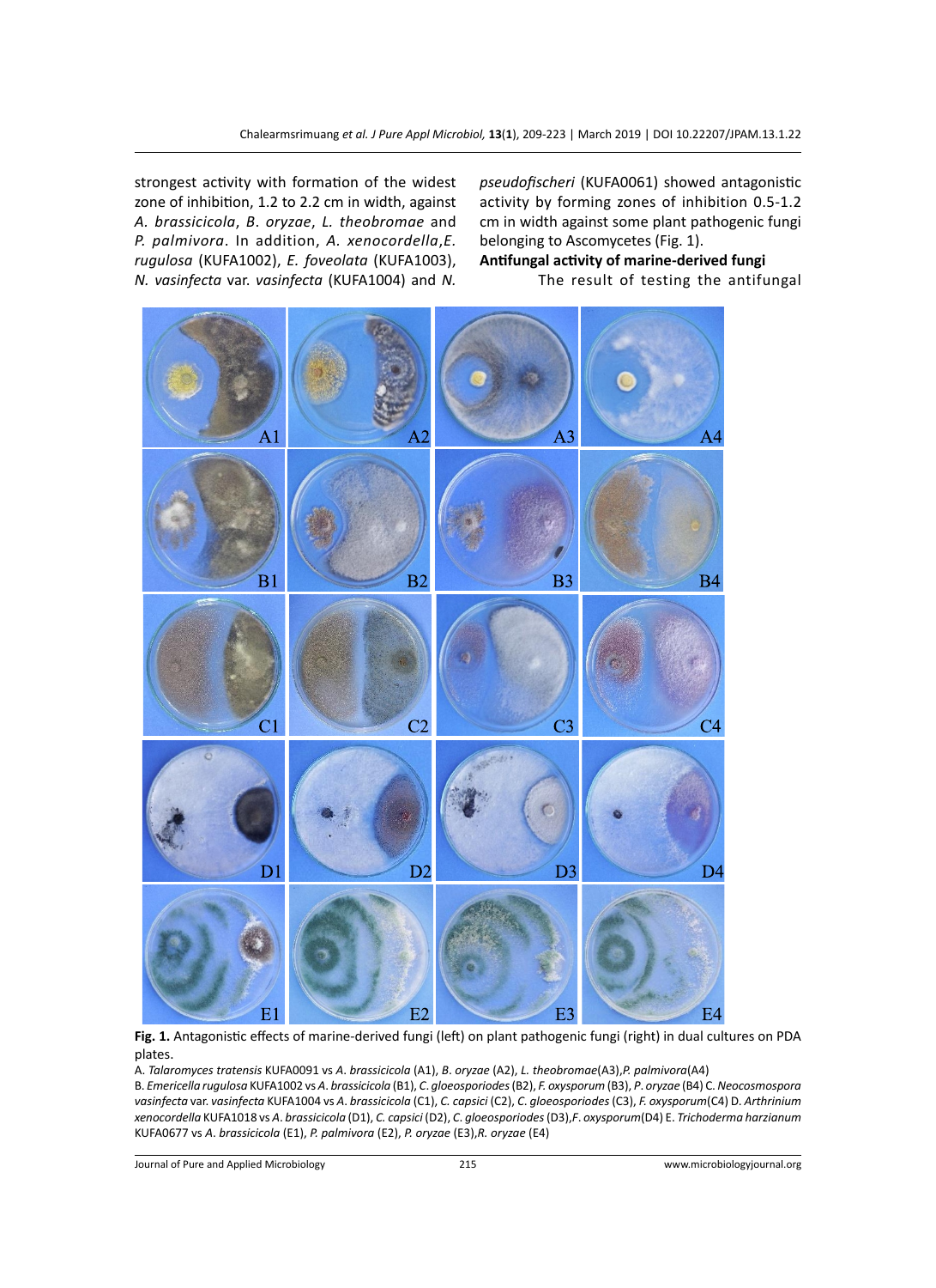strongest activity with formation of the widest zone of inhibition, 1.2 to 2.2 cm in width, against *A. brassicicola*, *B. oryzae*, *L. theobromae* and *P. palmivora*. In addition, *A. xenocordella*,*E. rugulosa* (KUFA1002), *E. foveolata* (KUFA1003), *N. vasinfecta* var. *vasinfecta* (KUFA1004) and *N. pseudofischeri* (KUFA0061) showed antagonistic activity by forming zones of inhibition 0.5-1.2 cm in width against some plant pathogenic fungi belonging to Ascomycetes (Fig. 1).

**Antifungal activity of marine-derived fungi**

The result of testing the antifungal

**Fig. 1.** Antagonistic effects of marine-derived fungi (left) on plant pathogenic fungi (right) in dual cultures on PDA plates.

A. *Talaromyces tratensis* KUFA0091 vs *A. brassicicola* (A1), *B. oryzae* (A2), *L. theobromae*(A3),*P. palmivora*(A4)
B. *Emericella rugulosa* KUFA1002 vs *A. brassicicola* (B1), *C. gloeosporiodes* (B2), *F. oxysporum* (B3), *P. oryzae* (B4) C. *Neocosmospora vasinfecta* var. *vasinfecta* KUFA1004 vs *A. brassicicola* (C1), *C. capsici* (C2), *C. gloeosporiodes* (C3), *F. oxysporum*(C4) D. *Arthrinium xenocordella* KUFA1018 vs *A. brassicicola* (D1), *C. capsici* (D2), *C. gloeosporiodes* (D3),*F. oxysporum*(D4) E. *Trichoderma harzianum* KUFA0677 vs *A. brassicicola* (E1), *P. palmivora* (E2), *P. oryzae* (E3),*R. oryzae* (E4)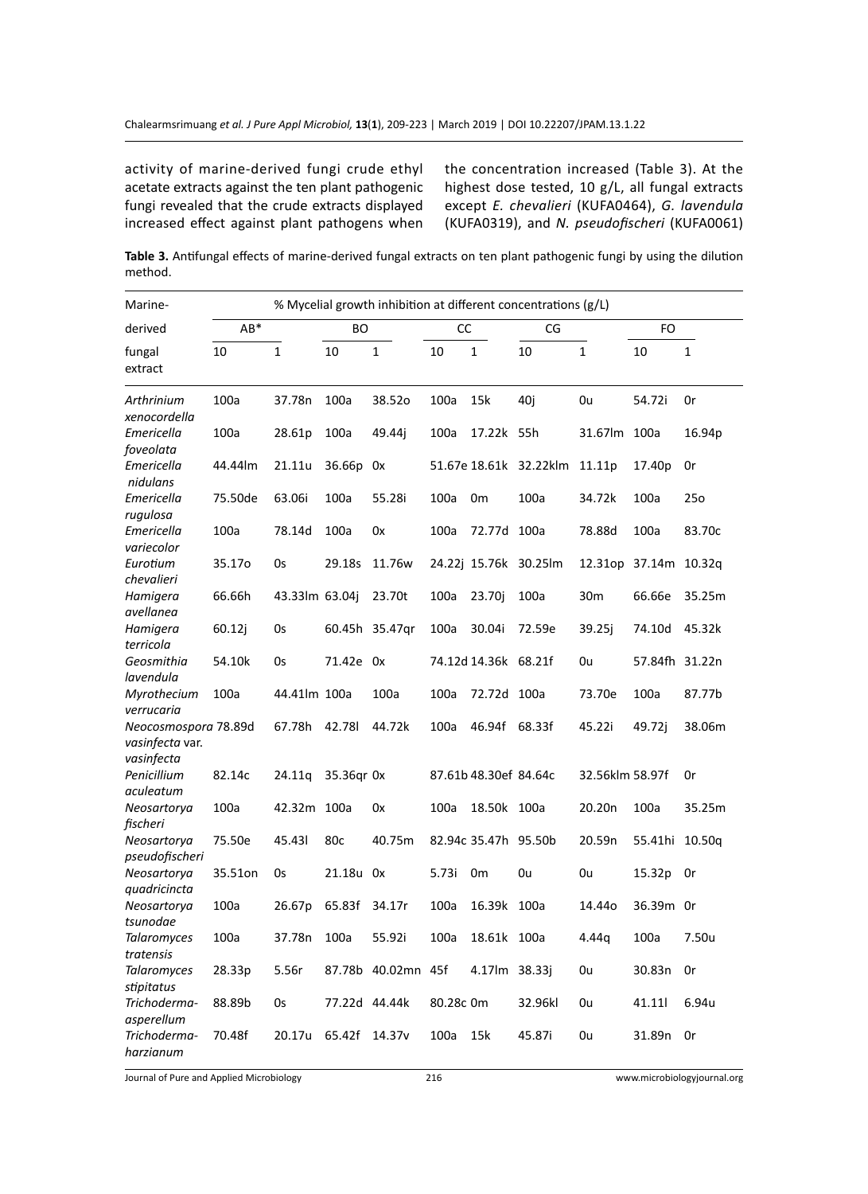activity of marine-derived fungi crude ethyl acetate extracts against the ten plant pathogenic fungi revealed that the crude extracts displayed increased effect against plant pathogens when the concentration increased (Table 3). At the highest dose tested, 10 g/L, all fungal extracts except *E. chevalieri* (KUFA0464), *G. lavendula* (KUFA0319), and *N. pseudofischeri* (KUFA0061)

**Table 3.** Antifungal effects of marine-derived fungal extracts on ten plant pathogenic fungi by using the dilution method.

| Marine-derived fungal extract | % Mycelial growth inhibition at different concentrations (g/L) | | | | | | | | | |
|---|---|---|---|---|---|---|---|---|---|---|
| | AB* | | BO | | CC | | CG | | FO | |
| | 10 | 1 | 10 | 1 | 10 | 1 | 10 | 1 | 10 | 1 |
| *Arthrinium xenocordella* | 100a | 37.78n | 100a | 38.52o | 100a | 15k | 40j | 0u | 54.72i | 0r |
| *Emericella foveolata* | 100a | 28.61p | 100a | 49.44j | 100a | 17.22k | 55h | 31.67lm | 100a | 16.94p |
| *Emericella nidulans* | 44.44lm | 21.11u | 36.66p | 0x | 51.67e | 18.61k | 32.22klm | 11.11p | 17.40p | 0r |
| *Emericella rugulosa* | 75.50de | 63.06i | 100a | 55.28i | 100a | 0m | 100a | 34.72k | 100a | 25o |
| *Emericella variecolor* | 100a | 78.14d | 100a | 0x | 100a | 72.77d | 100a | 78.88d | 100a | 83.70c |
| *Eurotium chevalieri* | 35.17o | 0s | 29.18s | 11.76w | 24.22j | 15.76k | 30.25lm | 12.31op | 37.14m | 10.32q |
| *Hamigera avellanea* | 66.66h | 43.33lm | 63.04j | 23.70t | 100a | 23.70j | 100a | 30m | 66.66e | 35.25m |
| *Hamigera terricola* | 60.12j | 0s | 60.45h | 35.47qr | 100a | 30.04i | 72.59e | 39.25j | 74.10d | 45.32k |
| *Geosmithia lavendula* | 54.10k | 0s | 71.42e | 0x | 74.12d | 14.36k | 68.21f | 0u | 57.84fh | 31.22n |
| *Myrothecium verrucaria* | 100a | 44.41lm | 100a | 100a | 100a | 72.72d | 100a | 73.70e | 100a | 87.77b |
| *Neocosmospora vasinfecta* var. *vasinfecta* | 78.89d | 67.78h | 42.78l | 44.72k | 100a | 46.94f | 68.33f | 45.22i | 49.72j | 38.06m |
| *Penicillium aculeatum* | 82.14c | 24.11q | 35.36qr | 0x | 87.61b | 48.30ef | 84.64c | 32.56klm | 58.97f | 0r |
| *Neosartorya fischeri* | 100a | 42.32m | 100a | 0x | 100a | 18.50k | 100a | 20.20n | 100a | 35.25m |
| *Neosartorya pseudofischeri* | 75.50e | 45.43l | 80c | 40.75m | 82.94c | 35.47h | 95.50b | 20.59n | 55.41hi | 10.50q |
| *Neosartorya quadricincta* | 35.51on | 0s | 21.18u | 0x | 5.73i | 0m | 0u | 0u | 15.32p | 0r |
| *Neosartorya tsunodae* | 100a | 26.67p | 65.83f | 34.17r | 100a | 16.39k | 100a | 14.44o | 36.39m | 0r |
| *Talaromyces tratensis* | 100a | 37.78n | 100a | 55.92i | 100a | 18.61k | 100a | 4.44q | 100a | 7.50u |
| *Talaromyces stipitatus* | 28.33p | 5.56r | 87.78b | 40.02mn | 45f | 4.17lm | 38.33j | 0u | 30.83n | 0r |
| *Trichoderma-asperellum* | 88.89b | 0s | 77.22d | 44.44k | 80.28c | 0m | 32.96kl | 0u | 41.11l | 6.94u |
| *Trichoderma-harzianum* | 70.48f | 20.17u | 65.42f | 14.37v | 100a | 15k | 45.87i | 0u | 31.89n | 0r |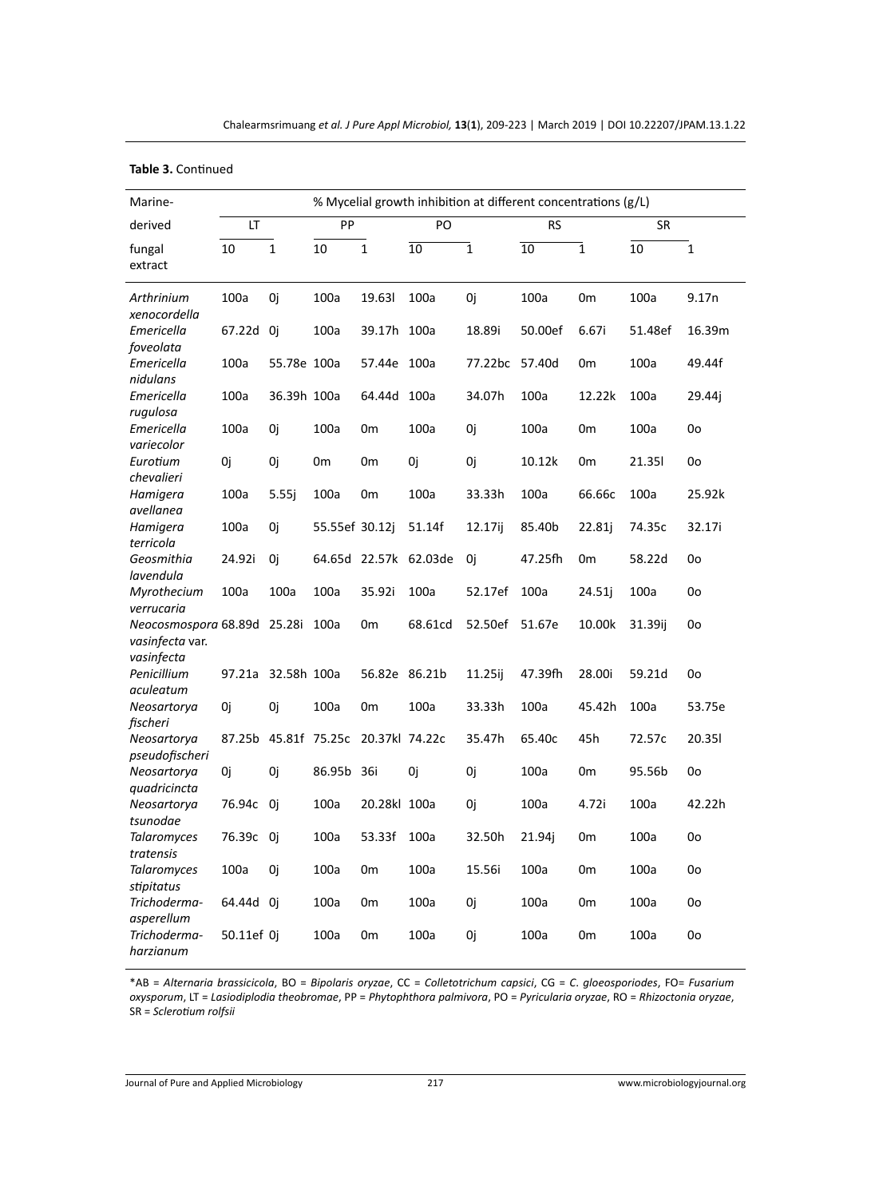**Table 3.** Continued

| Marine-derived fungal extract | % Mycelial growth inhibition at different concentrations (g/L) | | | | | | | | | |
|---|---|---|---|---|---|---|---|---|---|---|
| | LT | | PP | | PO | | RS | | SR | |
| | 10 | 1 | 10 | 1 | 10 | 1 | 10 | 1 | 10 | 1 |
| *Arthrinium xenocordella* | 100a | 0j | 100a | 19.63l | 100a | 0j | 100a | 0m | 100a | 9.17n |
| *Emericella foveolata* | 67.22d | 0j | 100a | 39.17h | 100a | 18.89i | 50.00ef | 6.67i | 51.48ef | 16.39m |
| *Emericella nidulans* | 100a | 55.78e | 100a | 57.44e | 100a | 77.22bc | 57.40d | 0m | 100a | 49.44f |
| *Emericella rugulosa* | 100a | 36.39h | 100a | 64.44d | 100a | 34.07h | 100a | 12.22k | 100a | 29.44j |
| *Emericella variecolor* | 100a | 0j | 100a | 0m | 100a | 0j | 100a | 0m | 100a | 0o |
| *Eurotium chevalieri* | 0j | 0j | 0m | 0m | 0j | 0j | 10.12k | 0m | 21.35l | 0o |
| *Hamigera avellanea* | 100a | 5.55j | 100a | 0m | 100a | 33.33h | 100a | 66.66c | 100a | 25.92k |
| *Hamigera terricola* | 100a | 0j | 55.55ef | 30.12j | 51.14f | 12.17ij | 85.40b | 22.81j | 74.35c | 32.17i |
| *Geosmithia lavendula* | 24.92i | 0j | 64.65d | 22.57k | 62.03de | 0j | 47.25fh | 0m | 58.22d | 0o |
| *Myrothecium verrucaria* | 100a | 100a | 100a | 35.92i | 100a | 52.17ef | 100a | 24.51j | 100a | 0o |
| *Neocosmospora vasinfecta* var. *vasinfecta* | 68.89d | 25.28i | 100a | 0m | 68.61cd | 52.50ef | 51.67e | 10.00k | 31.39ij | 0o |
| *Penicillium aculeatum* | 97.21a | 32.58h | 100a | 56.82e | 86.21b | 11.25ij | 47.39fh | 28.00i | 59.21d | 0o |
| *Neosartorya fischeri* | 0j | 0j | 100a | 0m | 100a | 33.33h | 100a | 45.42h | 100a | 53.75e |
| *Neosartorya pseudofischeri* | 87.25b | 45.81f | 75.25c | 20.37kl | 74.22c | 35.47h | 65.40c | 45h | 72.57c | 20.35l |
| *Neosartorya quadricincta* | 0j | 0j | 86.95b | 36i | 0j | 0j | 100a | 0m | 95.56b | 0o |
| *Neosartorya tsunodae* | 76.94c | 0j | 100a | 20.28kl | 100a | 0j | 100a | 4.72i | 100a | 42.22h |
| *Talaromyces tratensis* | 76.39c | 0j | 100a | 53.33f | 100a | 32.50h | 21.94j | 0m | 100a | 0o |
| *Talaromyces stipitatus* | 100a | 0j | 100a | 0m | 100a | 15.56i | 100a | 0m | 100a | 0o |
| *Trichoderma-asperellum* | 64.44d | 0j | 100a | 0m | 100a | 0j | 100a | 0m | 100a | 0o |
| *Trichoderma-harzianum* | 50.11ef | 0j | 100a | 0m | 100a | 0j | 100a | 0m | 100a | 0o |

*AB = *Alternaria brassicicola*, BO = *Bipolaris oryzae*, CC = *Colletotrichum capsici*, CG = *C. gloeosporiodes*, FO= *Fusarium oxysporum*, LT = *Lasiodiplodia theobromae*, PP = *Phytophthora palmivora*, PO = *Pyricularia oryzae*, RO = *Rhizoctonia oryzae*, SR = *Sclerotium rolfsii*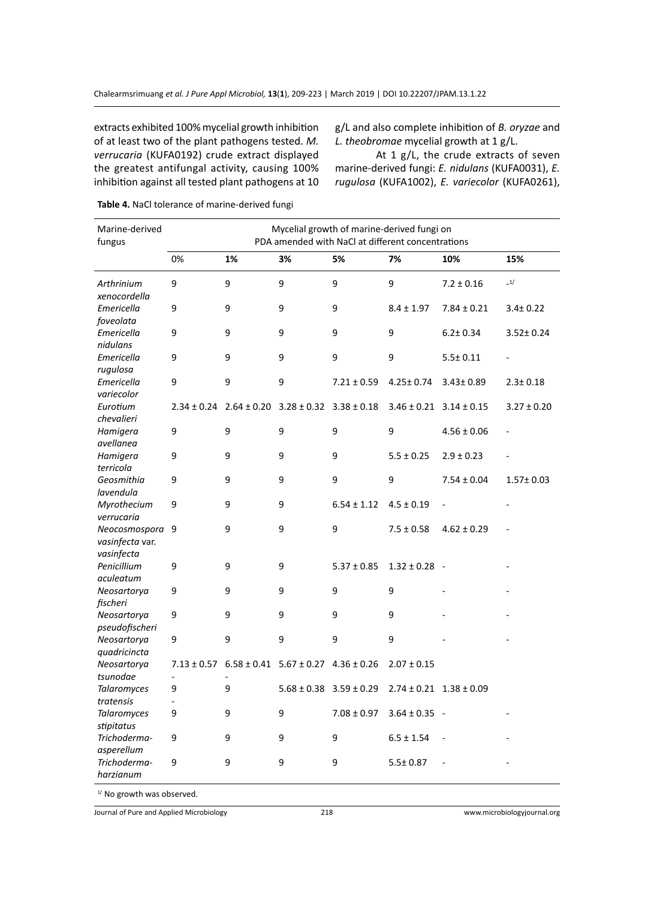extracts exhibited 100% mycelial growth inhibition of at least two of the plant pathogens tested. *M. verrucaria* (KUFA0192) crude extract displayed the greatest antifungal activity, causing 100% inhibition against all tested plant pathogens at 10 g/L and also complete inhibition of *B. oryzae* and *L. theobromae* mycelial growth at 1 g/L.

At 1 g/L, the crude extracts of seven marine-derived fungi: *E. nidulans* (KUFA0031), *E. rugulosa* (KUFA1002), *E. variecolor* (KUFA0261),

**Table 4.** NaCl tolerance of marine-derived fungi

| Marine-derived fungus | Mycelial growth of marine-derived fungi on PDA amended with NaCl at different concentrations | | | | | | |
|---|---|---|---|---|---|---|---|
| | 0% | 1% | 3% | 5% | 7% | 10% | 15% |
| *Arthrinium xenocordella* | 9 | 9 | 9 | 9 | 9 | 7.2 ± 0.16 | -[1/] |
| *Emericella foveolata* | 9 | 9 | 9 | 9 | 8.4 ± 1.97 | 7.84 ± 0.21 | 3.4± 0.22 |
| *Emericella nidulans* | 9 | 9 | 9 | 9 | 9 | 6.2± 0.34 | 3.52± 0.24 |
| *Emericella rugulosa* | 9 | 9 | 9 | 9 | 9 | 5.5± 0.11 | - |
| *Emericella variecolor* | 9 | 9 | 9 | 7.21 ± 0.59 | 4.25± 0.74 | 3.43± 0.89 | 2.3± 0.18 |
| *Eurotium chevalieri* | 2.34 ± 0.24 | 2.64 ± 0.20 | 3.28 ± 0.32 | 3.38 ± 0.18 | 3.46 ± 0.21 | 3.14 ± 0.15 | 3.27 ± 0.20 |
| *Hamigera avellanea* | 9 | 9 | 9 | 9 | 9 | 4.56 ± 0.06 | - |
| *Hamigera terricola* | 9 | 9 | 9 | 9 | 5.5 ± 0.25 | 2.9 ± 0.23 | - |
| *Geosmithia lavendula* | 9 | 9 | 9 | 9 | 9 | 7.54 ± 0.04 | 1.57± 0.03 |
| *Myrothecium verrucaria* | 9 | 9 | 9 | 6.54 ± 1.12 | 4.5 ± 0.19 | - | - |
| *Neocosmospora vasinfecta* var. *vasinfecta* | 9 | 9 | 9 | 9 | 7.5 ± 0.58 | 4.62 ± 0.29 | - |
| *Penicillium aculeatum* | 9 | 9 | 9 | 5.37 ± 0.85 | 1.32 ± 0.28 | - | - |
| *Neosartorya fischeri* | 9 | 9 | 9 | 9 | 9 | - | - |
| *Neosartorya pseudofischeri* | 9 | 9 | 9 | 9 | 9 | - | - |
| *Neosartorya quadricincta* | 9 | 9 | 9 | 9 | 9 | - | - |
| *Neosartorya tsunodae* | 7.13 ± 0.57 | 6.58 ± 0.41 | 5.67 ± 0.27 | 4.36 ± 0.26 | 2.07 ± 0.15 | - | - |
| *Talaromyces tratensis* | 9 | 9 | 5.68 ± 0.38 | 3.59 ± 0.29 | 2.74 ± 0.21 | 1.38 ± 0.09 | - |
| *Talaromyces stipitatus* | 9 | 9 | 9 | 7.08 ± 0.97 | 3.64 ± 0.35 | - | - |
| *Trichoderma-asperellum* | 9 | 9 | 9 | 9 | 6.5 ± 1.54 | - | - |
| *Trichoderma-harzianum* | 9 | 9 | 9 | 9 | 5.5± 0.87 | - | - |

[1/] No growth was observed.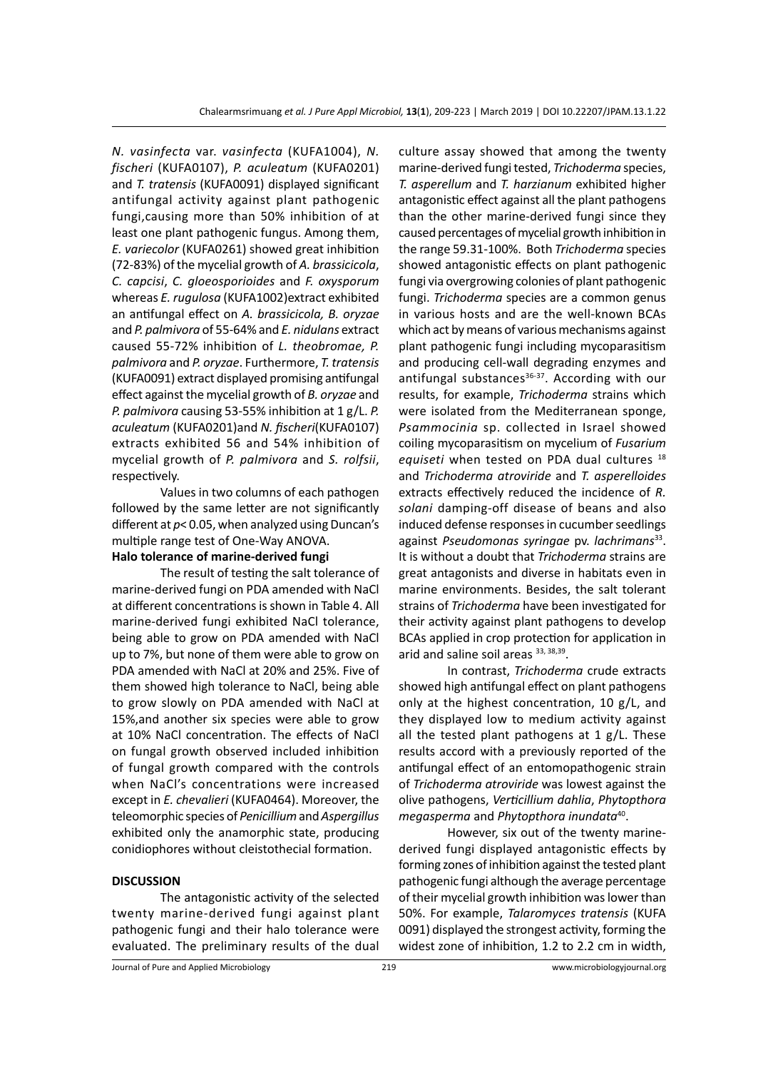*N. vasinfecta* var. *vasinfecta* (KUFA1004), *N. fischeri* (KUFA0107), *P. aculeatum* (KUFA0201) and *T. tratensis* (KUFA0091) displayed significant antifungal activity against plant pathogenic fungi,causing more than 50% inhibition of at least one plant pathogenic fungus. Among them, *E. variecolor* (KUFA0261) showed great inhibition (72-83%) of the mycelial growth of *A. brassicicola*, *C. capcisi*, *C. gloeosporioides* and *F. oxysporum* whereas *E. rugulosa* (KUFA1002)extract exhibited an antifungal effect on *A. brassicicola, B. oryzae* and *P. palmivora* of 55-64% and *E. nidulans* extract caused 55-72% inhibition of *L. theobromae, P. palmivora* and *P. oryzae*. Furthermore, *T. tratensis* (KUFA0091) extract displayed promising antifungal effect against the mycelial growth of *B. oryzae* and *P. palmivora* causing 53-55% inhibition at 1 g/L. *P. aculeatum* (KUFA0201)and *N. fischeri*(KUFA0107) extracts exhibited 56 and 54% inhibition of mycelial growth of *P. palmivora* and *S. rolfsii*, respectively.

Values in two columns of each pathogen followed by the same letter are not significantly different at $p < 0.05$, when analyzed using Duncan's multiple range test of One-Way ANOVA.

**Halo tolerance of marine-derived fungi**

The result of testing the salt tolerance of marine-derived fungi on PDA amended with NaCl at different concentrations is shown in Table 4. All marine-derived fungi exhibited NaCl tolerance, being able to grow on PDA amended with NaCl up to 7%, but none of them were able to grow on PDA amended with NaCl at 20% and 25%. Five of them showed high tolerance to NaCl, being able to grow slowly on PDA amended with NaCl at 15%,and another six species were able to grow at 10% NaCl concentration. The effects of NaCl on fungal growth observed included inhibition of fungal growth compared with the controls when NaCl's concentrations were increased except in *E. chevalieri* (KUFA0464). Moreover, the teleomorphic species of *Penicillium* and *Aspergillus* exhibited only the anamorphic state, producing conidiophores without cleistothecial formation.

## DISCUSSION

The antagonistic activity of the selected twenty marine-derived fungi against plant pathogenic fungi and their halo tolerance were evaluated. The preliminary results of the dual culture assay showed that among the twenty marine-derived fungi tested, *Trichoderma* species, *T. asperellum* and *T. harzianum* exhibited higher antagonistic effect against all the plant pathogens than the other marine-derived fungi since they caused percentages of mycelial growth inhibition in the range 59.31-100%. Both *Trichoderma* species showed antagonistic effects on plant pathogenic fungi via overgrowing colonies of plant pathogenic fungi. *Trichoderma* species are a common genus in various hosts and are the well-known BCAs which act by means of various mechanisms against plant pathogenic fungi including mycoparasitism and producing cell-wall degrading enzymes and antifungal substances[36-37]. According with our results, for example, *Trichoderma* strains which were isolated from the Mediterranean sponge, *Psammocinia* sp. collected in Israel showed coiling mycoparasitism on mycelium of *Fusarium equiseti* when tested on PDA dual cultures [18] and *Trichoderma atroviride* and *T. asperelloides* extracts effectively reduced the incidence of *R. solani* damping-off disease of beans and also induced defense responses in cucumber seedlings against *Pseudomonas syringae* pv. *lachrimans*[33]. It is without a doubt that *Trichoderma* strains are great antagonists and diverse in habitats even in marine environments. Besides, the salt tolerant strains of *Trichoderma* have been investigated for their activity against plant pathogens to develop BCAs applied in crop protection for application in arid and saline soil areas [33, 38,39].

In contrast, *Trichoderma* crude extracts showed high antifungal effect on plant pathogens only at the highest concentration, 10 g/L, and they displayed low to medium activity against all the tested plant pathogens at 1 g/L. These results accord with a previously reported of the antifungal effect of an entomopathogenic strain of *Trichoderma atroviride* was lowest against the olive pathogens, *Verticillium dahlia*, *Phytopthora megasperma* and *Phytopthora inundata*[40].

However, six out of the twenty marine-derived fungi displayed antagonistic effects by forming zones of inhibition against the tested plant pathogenic fungi although the average percentage of their mycelial growth inhibition was lower than 50%. For example, *Talaromyces tratensis* (KUFA 0091) displayed the strongest activity, forming the widest zone of inhibition, 1.2 to 2.2 cm in width,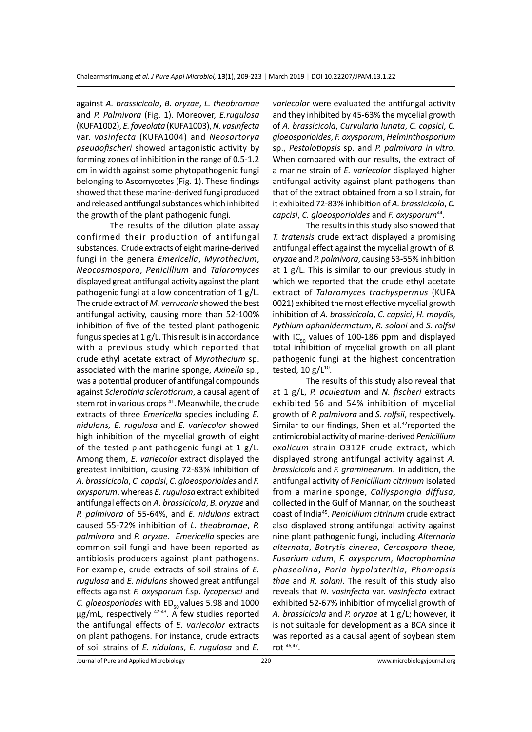against *A. brassicicola*, *B. oryzae*, *L. theobromae* and *P. Palmivora* (Fig. 1). Moreover, *E.rugulosa* (KUFA1002), *E. foveolata* (KUFA1003), *N. vasinfecta* var. *vasinfecta* (KUFA1004) and *Neosartorya pseudofischeri* showed antagonistic activity by forming zones of inhibition in the range of 0.5-1.2 cm in width against some phytopathogenic fungi belonging to Ascomycetes (Fig. 1). These findings showed that these marine-derived fungi produced and released antifungal substances which inhibited the growth of the plant pathogenic fungi.

The results of the dilution plate assay confirmed their production of antifungal substances. Crude extracts of eight marine-derived fungi in the genera *Emericella*, *Myrothecium*, *Neocosmospora*, *Penicillium* and *Talaromyces* displayed great antifungal activity against the plant pathogenic fungi at a low concentration of 1 g/L. The crude extract of *M. verrucaria* showed the best antifungal activity, causing more than 52-100% inhibition of five of the tested plant pathogenic fungus species at 1 g/L. This result is in accordance with a previous study which reported that crude ethyl acetate extract of *Myrothecium* sp. associated with the marine sponge, *Axinella* sp., was a potential producer of antifungal compounds against *Sclerotinia sclerotiorum*, a causal agent of stem rot in various crops [41]. Meanwhile, the crude extracts of three *Emericella* species including *E. nidulans, E. rugulosa* and *E. variecolor* showed high inhibition of the mycelial growth of eight of the tested plant pathogenic fungi at 1 g/L. Among them, *E. variecolor* extract displayed the greatest inhibition, causing 72-83% inhibition of *A. brassicicola*, *C. capcisi*, *C. gloeosporioides* and *F. oxysporum*, whereas *E. rugulosa* extract exhibited antifungal effects on *A. brassicicola*, *B. oryzae* and *P. palmivora* of 55-64%, and *E. nidulans* extract caused 55-72% inhibition of *L. theobromae*, *P. palmivora* and *P. oryzae*. *Emericella* species are common soil fungi and have been reported as antibiosis producers against plant pathogens. For example, crude extracts of soil strains of *E. rugulosa* and *E. nidulans* showed great antifungal effects against *F. oxysporum* f.sp. *lycopersici* and *C. gloeosporiodes* with $ED_{50}$ values 5.98 and 1000 µg/mL, respectively [42-43]. A few studies reported the antifungal effects of *E. variecolor* extracts on plant pathogens. For instance, crude extracts of soil strains of *E. nidulans*, *E. rugulosa* and *E. variecolor* were evaluated the antifungal activity and they inhibited by 45-63% the mycelial growth of *A. brassicicola*, *Curvularia lunata*, *C. capsici*, *C. gloeosporioides*, *F. oxysporum*, *Helminthosporium* sp., *Pestalotiopsis* sp. and *P. palmivora in vitro*. When compared with our results, the extract of a marine strain of *E. variecolor* displayed higher antifungal activity against plant pathogens than that of the extract obtained from a soil strain, for it exhibited 72-83% inhibition of *A. brassicicola*, *C. capcisi*, *C. gloeosporioides* and *F. oxysporum*[44].

The results in this study also showed that *T. tratensis* crude extract displayed a promising antifungal effect against the mycelial growth of *B. oryzae* and *P. palmivora*, causing 53-55% inhibition at 1 g/L. This is similar to our previous study in which we reported that the crude ethyl acetate extract of *Talaromyces trachyspermus* (KUFA 0021) exhibited the most effective mycelial growth inhibition of *A. brassicicola*, *C. capsici*, *H. maydis*, *Pythium aphanidermatum*, *R. solani* and *S. rolfsii* with $IC_{50}$ values of 100-186 ppm and displayed total inhibition of mycelial growth on all plant pathogenic fungi at the highest concentration tested, 10 g/L[10].

The results of this study also reveal that at 1 g/L, *P. aculeatum* and *N. fischeri* extracts exhibited 56 and 54% inhibition of mycelial growth of *P. palmivora* and *S. rolfsii*, respectively. Similar to our findings, Shen et al.[32]reported the antimicrobial activity of marine-derived *Penicillium oxalicum* strain O312F crude extract, which displayed strong antifungal activity against *A. brassicicola* and *F. graminearum*. In addition, the antifungal activity of *Penicillium citrinum* isolated from a marine sponge, *Callyspongia diffusa*, collected in the Gulf of Mannar, on the southeast coast of India[45]. *Penicillium citrinum* crude extract also displayed strong antifungal activity against nine plant pathogenic fungi, including *Alternaria alternata*, *Botrytis cinerea*, *Cercospora theae*, *Fusarium udum*, *F. oxysporum*, *Macrophomina phaseolina*, *Poria hypolateritia*, *Phomopsis thae* and *R. solani*. The result of this study also reveals that *N. vasinfecta* var. *vasinfecta* extract exhibited 52-67% inhibition of mycelial growth of *A. brassicicola* and *P. oryzae* at 1 g/L; however, it is not suitable for development as a BCA since it was reported as a causal agent of soybean stem rot [46,47].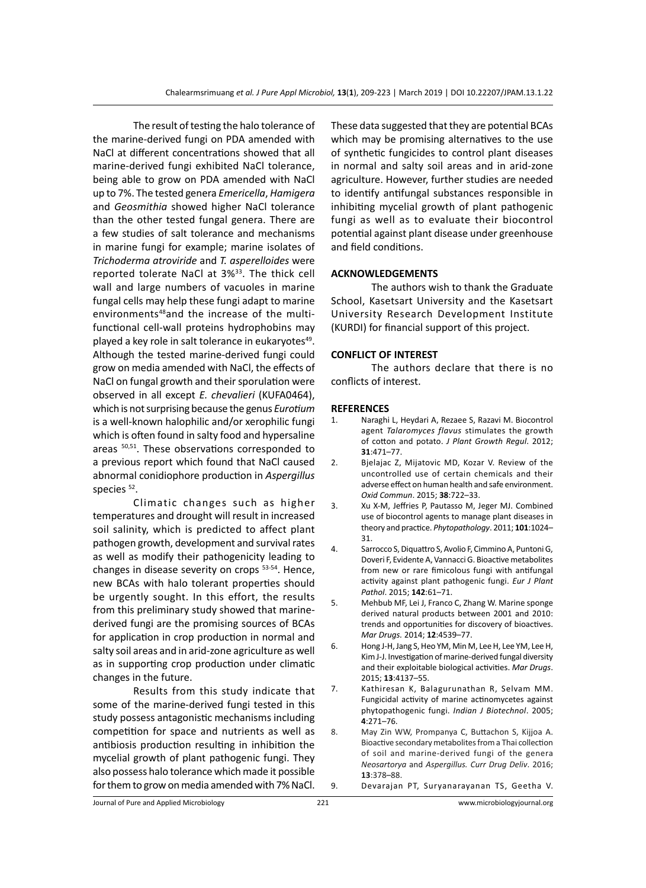The result of testing the halo tolerance of the marine-derived fungi on PDA amended with NaCl at different concentrations showed that all marine-derived fungi exhibited NaCl tolerance, being able to grow on PDA amended with NaCl up to 7%. The tested genera *Emericella*, *Hamigera* and *Geosmithia* showed higher NaCl tolerance than the other tested fungal genera. There are a few studies of salt tolerance and mechanisms in marine fungi for example; marine isolates of *Trichoderma atroviride* and *T. asperelloides* were reported tolerate NaCl at 3%[33]. The thick cell wall and large numbers of vacuoles in marine fungal cells may help these fungi adapt to marine environments[48]and the increase of the multi-functional cell-wall proteins hydrophobins may played a key role in salt tolerance in eukaryotes[49]. Although the tested marine-derived fungi could grow on media amended with NaCl, the effects of NaCl on fungal growth and their sporulation were observed in all except *E. chevalieri* (KUFA0464), which is not surprising because the genus *Eurotium* is a well-known halophilic and/or xerophilic fungi which is often found in salty food and hypersaline areas [50,51]. These observations corresponded to a previous report which found that NaCl caused abnormal conidiophore production in *Aspergillus* species [52].

Climatic changes such as higher temperatures and drought will result in increased soil salinity, which is predicted to affect plant pathogen growth, development and survival rates as well as modify their pathogenicity leading to changes in disease severity on crops [53-54]. Hence, new BCAs with halo tolerant properties should be urgently sought. In this effort, the results from this preliminary study showed that marine-derived fungi are the promising sources of BCAs for application in crop production in normal and salty soil areas and in arid-zone agriculture as well as in supporting crop production under climatic changes in the future.

Results from this study indicate that some of the marine-derived fungi tested in this study possess antagonistic mechanisms including competition for space and nutrients as well as antibiosis production resulting in inhibition the mycelial growth of plant pathogenic fungi. They also possess halo tolerance which made it possible for them to grow on media amended with 7% NaCl. These data suggested that they are potential BCAs which may be promising alternatives to the use of synthetic fungicides to control plant diseases in normal and salty soil areas and in arid-zone agriculture. However, further studies are needed to identify antifungal substances responsible in inhibiting mycelial growth of plant pathogenic fungi as well as to evaluate their biocontrol potential against plant disease under greenhouse and field conditions.

## ACKNOWLEDGEMENTS

The authors wish to thank the Graduate School, Kasetsart University and the Kasetsart University Research Development Institute (KURDI) for financial support of this project.

## CONFLICT OF INTEREST

The authors declare that there is no conflicts of interest.

## REFERENCES

1. Naraghi L, Heydari A, Rezaee S, Razavi M. Biocontrol agent *Talaromyces flavus* stimulates the growth of cotton and potato. *J Plant Growth Regul*. 2012; **31**:471–77.
2. Bjelajac Z, Mijatovic MD, Kozar V. Review of the uncontrolled use of certain chemicals and their adverse effect on human health and safe environment. *Oxid Commun*. 2015; **38**:722–33.
3. Xu X-M, Jeffries P, Pautasso M, Jeger MJ. Combined use of biocontrol agents to manage plant diseases in theory and practice. *Phytopathology*. 2011; **101**:1024–31.
4. Sarrocco S, Diquattro S, Avolio F, Cimmino A, Puntoni G, Doveri F, Evidente A, Vannacci G. Bioactive metabolites from new or rare fimicolous fungi with antifungal activity against plant pathogenic fungi. *Eur J Plant Pathol*. 2015; **142**:61–71.
5. Mehbub MF, Lei J, Franco C, Zhang W. Marine sponge derived natural products between 2001 and 2010: trends and opportunities for discovery of bioactives. *Mar Drugs.* 2014; **12**:4539–77.
6. Hong J-H, Jang S, Heo YM, Min M, Lee H, Lee YM, Lee H, Kim J-J. Investigation of marine-derived fungal diversity and their exploitable biological activities. *Mar Drugs*. 2015; **13**:4137–55.
7. Kathiresan K, Balagurunathan R, Selvam MM. Fungicidal activity of marine actinomycetes against phytopathogenic fungi. *Indian J Biotechnol*. 2005; **4**:271–76.
8. May Zin WW, Prompanya C, Buttachon S, Kijjoa A. Bioactive secondary metabolites from a Thai collection of soil and marine-derived fungi of the genera *Neosartorya* and *Aspergillus. Curr Drug Deliv*. 2016; **13**:378–88.
9. Devarajan PT, Suryanarayanan TS, Geetha V.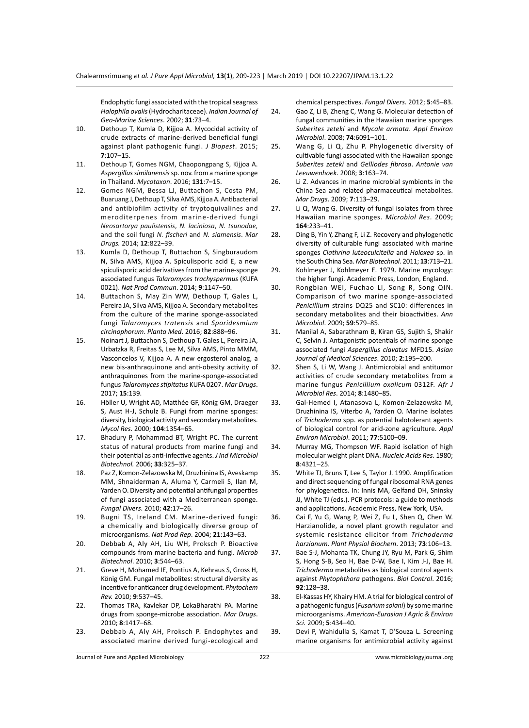Endophytic fungi associated with the tropical seagrass *Halophila ovalis* (Hydrocharitaceae). *Indian Journal of Geo-Marine Sciences*. 2002; **31**:73–4.

10. Dethoup T, Kumla D, Kijjoa A. Mycocidal activity of crude extracts of marine-derived beneficial fungi against plant pathogenic fungi. *J Biopest*. 2015; **7**:107–15.
11. Dethoup T, Gomes NGM, Chaopongpang S, Kijjoa A. *Aspergillus similanensis* sp. nov. from a marine sponge in Thailand. *Mycotaxon*. 2016; **131**:7–15.
12. Gomes NGM, Bessa LJ, Buttachon S, Costa PM, Buaruang J, Dethoup T, Silva AMS, Kijjoa A. Antibacterial and antibiofilm activity of tryptoquivalines and meroditerpenes from marine-derived fungi *Neosartorya paulistensis*, *N. laciniosa*, *N. tsunodae,* and the soil fungi *N. fischeri* and *N. siamensis*. *Mar Drugs.* 2014; **12**:822–39.
13. Kumla D, Dethoup T, Buttachon S, Singburaudom N, Silva AMS, Kijjoa A. Spiculisporic acid E, a new spiculisporic acid derivatives from the marine-sponge associated fungus *Talaromyces trachyspermus* (KUFA 0021). *Nat Prod Commun*. 2014; **9**:1147–50.
14. Buttachon S, May Zin WW, Dethoup T, Gales L, Pereira JA, Silva AMS, Kijjoa A. Secondary metabolites from the culture of the marine sponge-associated fungi *Talaromyces tratensis* and *Sporidesmium circinophorum*. *Planta Med*. 2016; **82**:888–96.
15. Noinart J, Buttachon S, Dethoup T, Gales L, Pereira JA, Urbatzka R, Freitas S, Lee M, Silva AMS, Pinto MMM, Vasconcelos V, Kijjoa A. A new ergosterol analog, a new bis-anthraquinone and anti-obesity activity of anthraquinones from the marine-sponge-associated fungus *Talaromyces stipitatus* KUFA 0207. *Mar Drugs*. 2017; **15**:139.
16. Höller U, Wright AD, Matthée GF, König GM, Draeger S, Aust H-J, Schulz B. Fungi from marine sponges: diversity, biological activity and secondary metabolites. *Mycol Res*. 2000; **104**:1354–65.
17. Bhadury P, Mohammad BT, Wright PC. The current status of natural products from marine fungi and their potential as anti-infective agents. *J Ind Microbiol Biotechnol.* 2006; **33**:325–37.
18. Paz Z, Komon-Zelazowska M, Druzhinina IS, Aveskamp MM, Shnaiderman A, Aluma Y, Carmeli S, Ilan M, Yarden O. Diversity and potential antifungal properties of fungi associated with a Mediterranean sponge. *Fungal Divers*. 2010; **42**:17–26.
19. Bugni TS, Ireland CM. Marine-derived fungi: a chemically and biologically diverse group of microorganisms. *Nat Prod Rep*. 2004; **21**:143–63.
20. Debbab A, Aly AH, Liu WH, Proksch P. Bioactive compounds from marine bacteria and fungi. *Microb Biotechnol*. 2010; **3**:544–63.
21. Greve H, Mohamed IE, Pontius A, Kehraus S, Gross H, König GM. Fungal metabolites: structural diversity as incentive for anticancer drug development. *Phytochem Rev.* 2010; **9**:537–45.
22. Thomas TRA, Kavlekar DP, LokaBharathi PA. Marine drugs from sponge-microbe association. *Mar Drugs*. 2010; **8**:1417–68.
23. Debbab A, Aly AH, Proksch P. Endophytes and associated marine derived fungi-ecological and chemical perspectives. *Fungal Divers*. 2012; **5**:45–83.
24. Gao Z, Li B, Zheng C, Wang G. Molecular detection of fungal communities in the Hawaiian marine sponges *Suberites zeteki* and *Mycale armata*. *Appl Environ Microbiol*. 2008; **74**:6091–101.
25. Wang G, Li Q, Zhu P. Phylogenetic diversity of cultivable fungi associated with the Hawaiian sponge *Suberites zeteki* and *Gelliodes fibrosa*. *Antonie van Leeuwenhoek*. 2008; **3**:163–74.
26. Li Z. Advances in marine microbial symbionts in the China Sea and related pharmaceutical metabolites. *Mar Drugs*. 2009; **7**:113–29.
27. Li Q, Wang G. Diversity of fungal isolates from three Hawaiian marine sponges. *Microbiol Res*. 2009; **164**:233–41.
28. Ding B, Yin Y, Zhang F, Li Z. Recovery and phylogenetic diversity of culturable fungi associated with marine sponges *Clathrina luteoculcitella* and *Holoxea* sp. in the South China Sea. *Mar Biotechnol.* 2011; **13**:713–21.
29. Kohlmeyer J, Kohlmeyer E. 1979. Marine mycology: the higher fungi. Academic Press, London, England.
30. Rongbian WEI, Fuchao LI, Song R, Song QIN. Comparison of two marine sponge-associated *Penicillium* strains DQ25 and SC10: differences in secondary metabolites and their bioactivities. *Ann Microbiol*. 2009; **59**:579–85.
31. Manilal A, Sabarathnam B, Kiran GS, Sujith S, Shakir C, Selvin J. Antagonistic potentials of marine sponge associated fungi *Aspergillus clavatus* MFD15. *Asian Journal of Medical Sciences*. 2010; **2**:195–200.
32. Shen S, Li W, Wang J. Antimicrobial and antitumor activities of crude secondary metabolites from a marine fungus *Penicillium oxalicum* 0312F. *Afr J Microbiol Res*. 2014; **8**:1480–85.
33. Gal-Hemed I, Atanasova L, Komon-Zelazowska M, Druzhinina IS, Viterbo A, Yarden O. Marine isolates of *Trichoderma* spp. as potential halotolerant agents of biological control for arid-zone agriculture. *Appl Environ Microbiol*. 2011; **77**:5100–09.
34. Murray MG, Thompson WF. Rapid isolation of high molecular weight plant DNA. *Nucleic Acids Res*. 1980; **8**:4321–25.
35. White TJ, Bruns T, Lee S, Taylor J. 1990. Amplification and direct sequencing of fungal ribosomal RNA genes for phylogenetics. In: Innis MA, Gelfand DH, Sninsky JJ, White TJ (eds.). PCR protocols: a guide to methods and applications. Academic Press, New York, USA.
36. Cai F, Yu G, Wang P, Wei Z, Fu L, Shen Q, Chen W. Harzianolide, a novel plant growth regulator and systemic resistance elicitor from *Trichoderma harzianum*. *Plant Physiol Biochem*. 2013; **73**:106–13.
37. Bae S-J, Mohanta TK, Chung JY, Ryu M, Park G, Shim S, Hong S-B, Seo H, Bae D-W, Bae I, Kim J-J, Bae H. *Trichoderma* metabolites as biological control agents against *Phytophthora* pathogens. *Biol Control*. 2016; **92**:128–38.
38. El-Kassas HY, Khairy HM. A trial for biological control of a pathogenic fungus (*Fusarium solani*) by some marine microorganisms. *American-Eurasian J Agric & Environ Sci.* 2009; **5**:434–40.
39. Devi P, Wahidulla S, Kamat T, D'Souza L. Screening marine organisms for antimicrobial activity against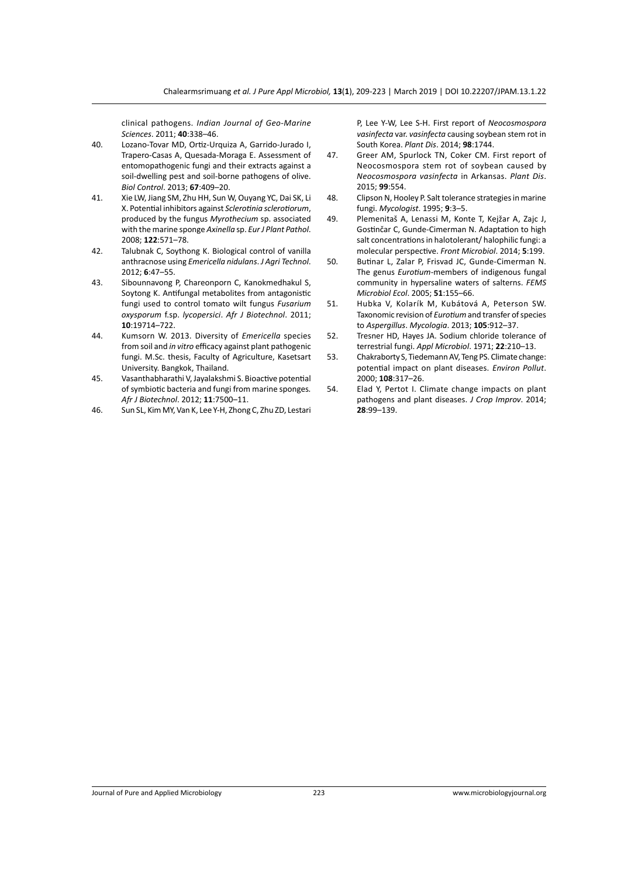clinical pathogens. *Indian Journal of Geo-Marine Sciences*. 2011; **40**:338–46.

40. Lozano-Tovar MD, Ortiz-Urquiza A, Garrido-Jurado I, Trapero-Casas A, Quesada-Moraga E. Assessment of entomopathogenic fungi and their extracts against a soil-dwelling pest and soil-borne pathogens of olive. *Biol Control*. 2013; **67**:409–20.
41. Xie LW, Jiang SM, Zhu HH, Sun W, Ouyang YC, Dai SK, Li X. Potential inhibitors against *Sclerotinia sclerotiorum*, produced by the fungus *Myrothecium* sp. associated with the marine sponge *Axinella* sp. *Eur J Plant Pathol*. 2008; **122**:571–78.
42. Talubnak C, Soythong K. Biological control of vanilla anthracnose using *Emericella nidulans*. *J Agri Technol*. 2012; **6**:47–55.
43. Sibounnavong P, Chareonporn C, Kanokmedhakul S, Soytong K. Antifungal metabolites from antagonistic fungi used to control tomato wilt fungus *Fusarium oxysporum* f.sp. *lycopersici*. *Afr J Biotechnol*. 2011; **10**:19714–722.
44. Kumsorn W. 2013. Diversity of *Emericella* species from soil and *in vitro* efficacy against plant pathogenic fungi. M.Sc. thesis, Faculty of Agriculture, Kasetsart University. Bangkok, Thailand.
45. Vasanthabharathi V, Jayalakshmi S. Bioactive potential of symbiotic bacteria and fungi from marine sponges. *Afr J Biotechnol*. 2012; **11**:7500–11.
46. Sun SL, Kim MY, Van K, Lee Y-H, Zhong C, Zhu ZD, Lestari P, Lee Y-W, Lee S-H. First report of *Neocosmospora vasinfecta* var. *vasinfecta* causing soybean stem rot in South Korea. *Plant Dis*. 2014; **98**:1744.
47. Greer AM, Spurlock TN, Coker CM. First report of Neocosmospora stem rot of soybean caused by *Neocosmospora vasinfecta* in Arkansas. *Plant Dis*. 2015; **99**:554.
48. Clipson N, Hooley P. Salt tolerance strategies in marine fungi. *Mycologist*. 1995; **9**:3–5.
49. Plemenitaš A, Lenassi M, Konte T, Kejžar A, Zajc J, Gostinčar C, Gunde-Cimerman N. Adaptation to high salt concentrations in halotolerant/ halophilic fungi: a molecular perspective. *Front Microbiol*. 2014; **5**:199.
50. Butinar L, Zalar P, Frisvad JC, Gunde-Cimerman N. The genus *Eurotium*-members of indigenous fungal community in hypersaline waters of salterns. *FEMS Microbiol Ecol*. 2005; **51**:155–66.
51. Hubka V, Kolarík M, Kubátová A, Peterson SW. Taxonomic revision of *Eurotium* and transfer of species to *Aspergillus*. *Mycologia*. 2013; **105**:912–37.
52. Tresner HD, Hayes JA. Sodium chloride tolerance of terrestrial fungi. *Appl Microbiol*. 1971; **22**:210–13.
53. Chakraborty S, Tiedemann AV, Teng PS. Climate change: potential impact on plant diseases. *Environ Pollut*. 2000; **108**:317–26.
54. Elad Y, Pertot I. Climate change impacts on plant pathogens and plant diseases. *J Crop Improv*. 2014; **28**:99–139.